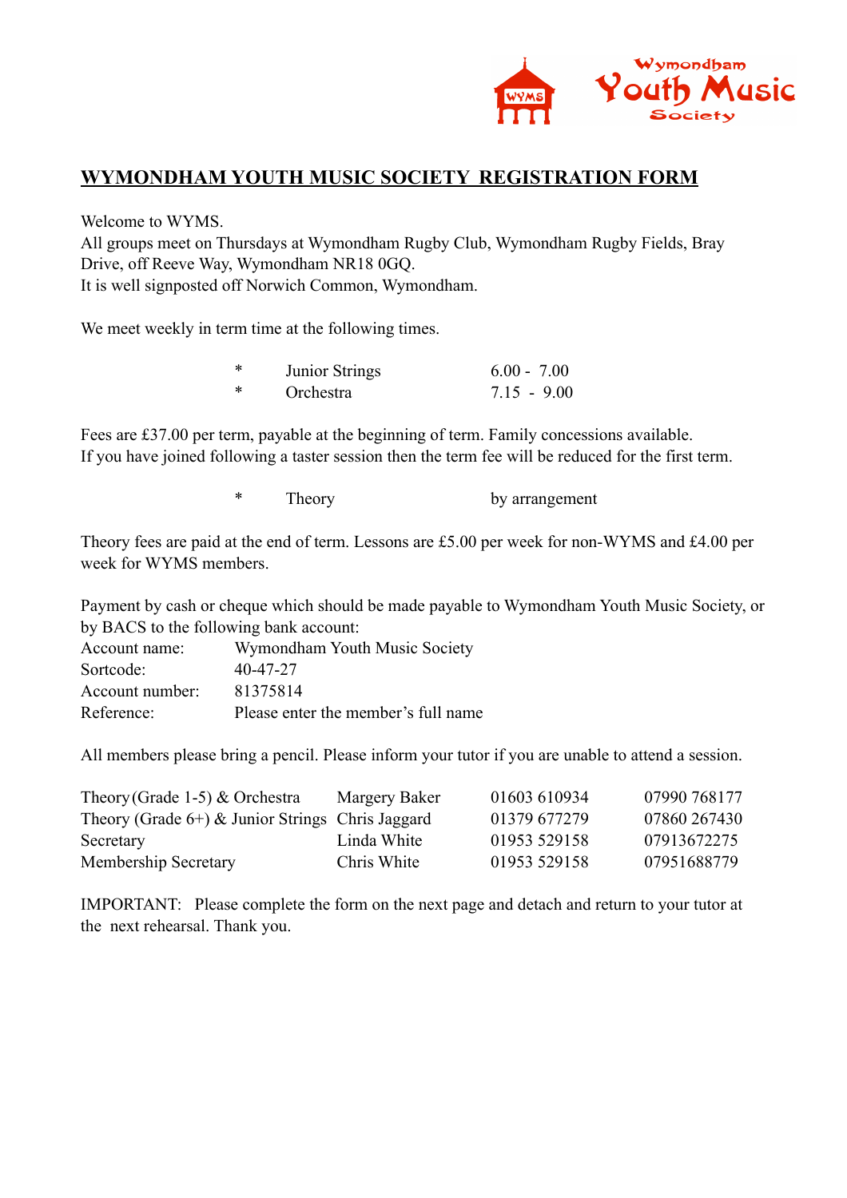# WYMONDHAM YOUTH MUSIC SOCIETY REGISTRATION FORM

Welcome to WYMS.
All groups meet on Thursdays at Wymondham Rugby Club, Wymondham Rugby Fields, Bray Drive, off Reeve Way, Wymondham NR18 0GQ.
It is well signposted off Norwich Common, Wymondham.

We meet weekly in term time at the following times.

| * | Junior Strings | 6.00 - 7.00 |
|---|---|---|
| * | Orchestra | 7.15 - 9.00 |

Fees are £37.00 per term, payable at the beginning of term. Family concessions available.
If you have joined following a taster session then the term fee will be reduced for the first term.

| * | Theory | by arrangement |
|---|---|---|

Theory fees are paid at the end of term. Lessons are £5.00 per week for non-WYMS and £4.00 per week for WYMS members.

Payment by cash or cheque which should be made payable to Wymondham Youth Music Society, or by BACS to the following bank account:

| | |
|---|---|
| Account name: | Wymondham Youth Music Society |
| Sortcode: | 40-47-27 |
| Account number: | 81375814 |
| Reference: | Please enter the member's full name |

All members please bring a pencil. Please inform your tutor if you are unable to attend a session.

| | | | |
|---|---|---|---|
| Theory (Grade 1-5) & Orchestra | Margery Baker | 01603 610934 | 07990 768177 |
| Theory (Grade 6+) & Junior Strings | Chris Jaggard | 01379 677279 | 07860 267430 |
| Secretary | Linda White | 01953 529158 | 07913672275 |
| Membership Secretary | Chris White | 01953 529158 | 07951688779 |

IMPORTANT: Please complete the form on the next page and detach and return to your tutor at the next rehearsal. Thank you.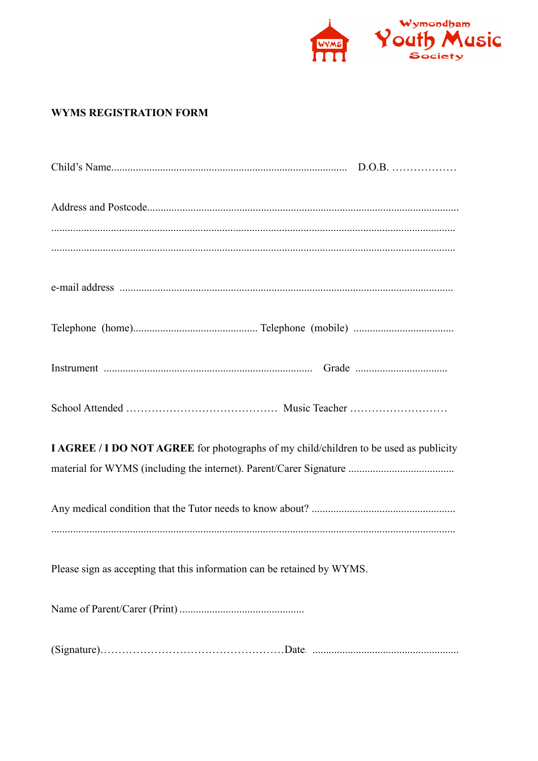Wymondham Youth Music Society

**WYMS REGISTRATION FORM**

Child's Name...................................................................................... D.O.B. ………………

Address and Postcode...................................................................................................................

...................................................................................................................................................

...................................................................................................................................................

e-mail address ..........................................................................................................................

Telephone (home)............................................. Telephone (mobile) ....................................

Instrument ............................................................................ Grade .................................

School Attended …………………………………… Music Teacher ………………………

**I AGREE / I DO NOT AGREE** for photographs of my child/children to be used as publicity material for WYMS (including the internet). Parent/Carer Signature .......................................

Any medical condition that the Tutor needs to know about? .....................................................

...................................................................................................................................................

Please sign as accepting that this information can be retained by WYMS.

Name of Parent/Carer (Print) .............................................

(Signature)……………………………………………Date. ......................................................